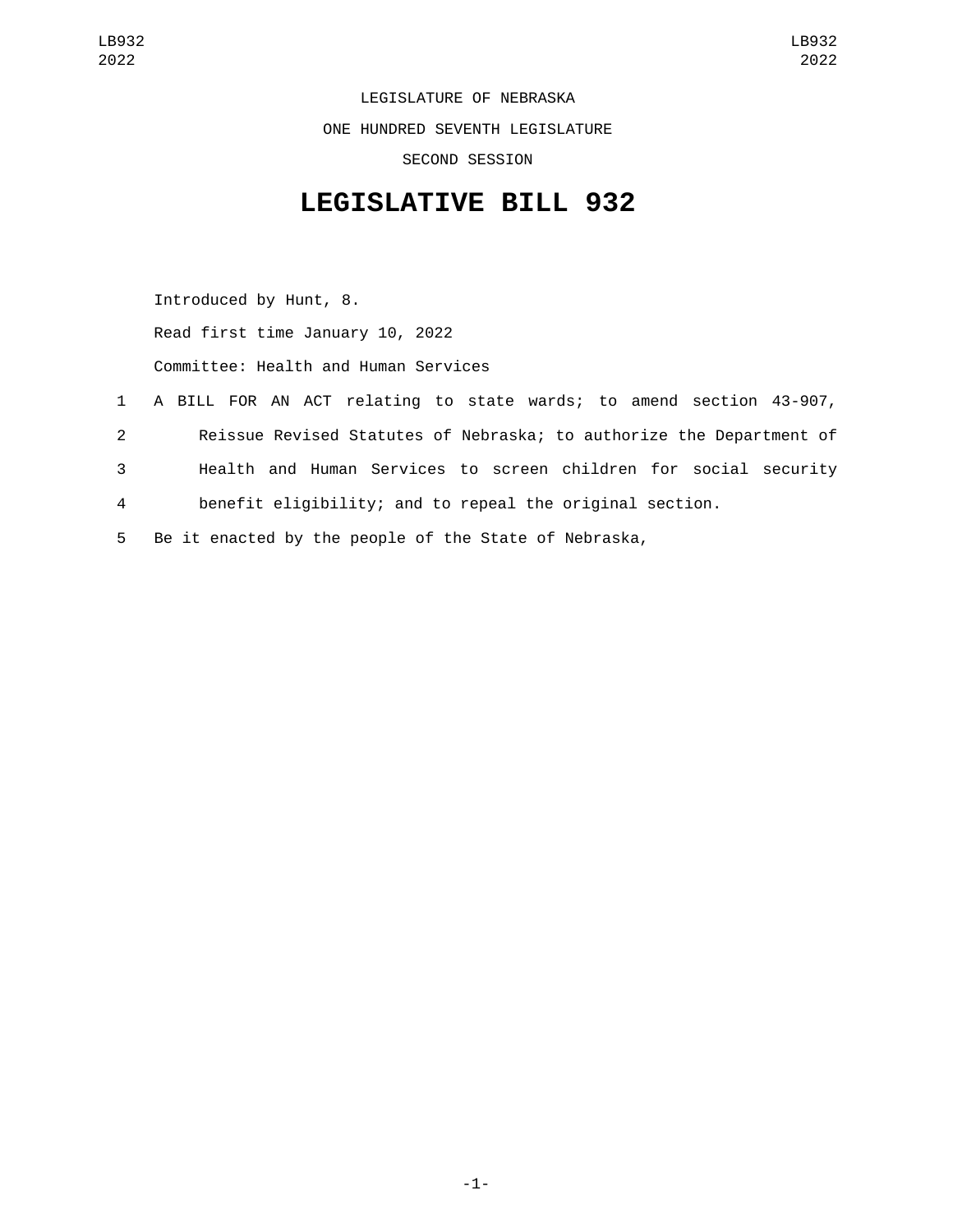LEGISLATURE OF NEBRASKA

ONE HUNDRED SEVENTH LEGISLATURE

SECOND SESSION

# LEGISLATIVE BILL 932

Introduced by Hunt, 8.

Read first time January 10, 2022

Committee: Health and Human Services

1 A BILL FOR AN ACT relating to state wards; to amend section 43-907,
2 Reissue Revised Statutes of Nebraska; to authorize the Department of
3 Health and Human Services to screen children for social security
4 benefit eligibility; and to repeal the original section.
5 Be it enacted by the people of the State of Nebraska,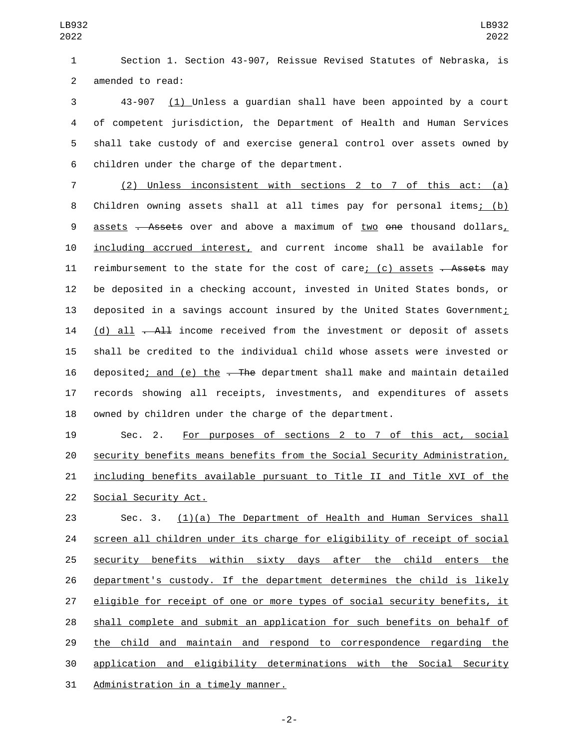Section 1. Section 43-907, Reissue Revised Statutes of Nebraska, is amended to read:

43-907 (1) Unless a guardian shall have been appointed by a court of competent jurisdiction, the Department of Health and Human Services shall take custody of and exercise general control over assets owned by children under the charge of the department.

(2) Unless inconsistent with sections 2 to 7 of this act: (a) Children owning assets shall at all times pay for personal items; (b) assets ~~. Assets~~ over and above a maximum of two ~~one~~ thousand dollars, including accrued interest, and current income shall be available for reimbursement to the state for the cost of care; (c) assets ~~. Assets~~ may be deposited in a checking account, invested in United States bonds, or deposited in a savings account insured by the United States Government; (d) all ~~. All~~ income received from the investment or deposit of assets shall be credited to the individual child whose assets were invested or deposited; and (e) the ~~. The~~ department shall make and maintain detailed records showing all receipts, investments, and expenditures of assets owned by children under the charge of the department.

Sec. 2. For purposes of sections 2 to 7 of this act, social security benefits means benefits from the Social Security Administration, including benefits available pursuant to Title II and Title XVI of the Social Security Act.

Sec. 3. (1)(a) The Department of Health and Human Services shall screen all children under its charge for eligibility of receipt of social security benefits within sixty days after the child enters the department's custody. If the department determines the child is likely eligible for receipt of one or more types of social security benefits, it shall complete and submit an application for such benefits on behalf of the child and maintain and respond to correspondence regarding the application and eligibility determinations with the Social Security Administration in a timely manner.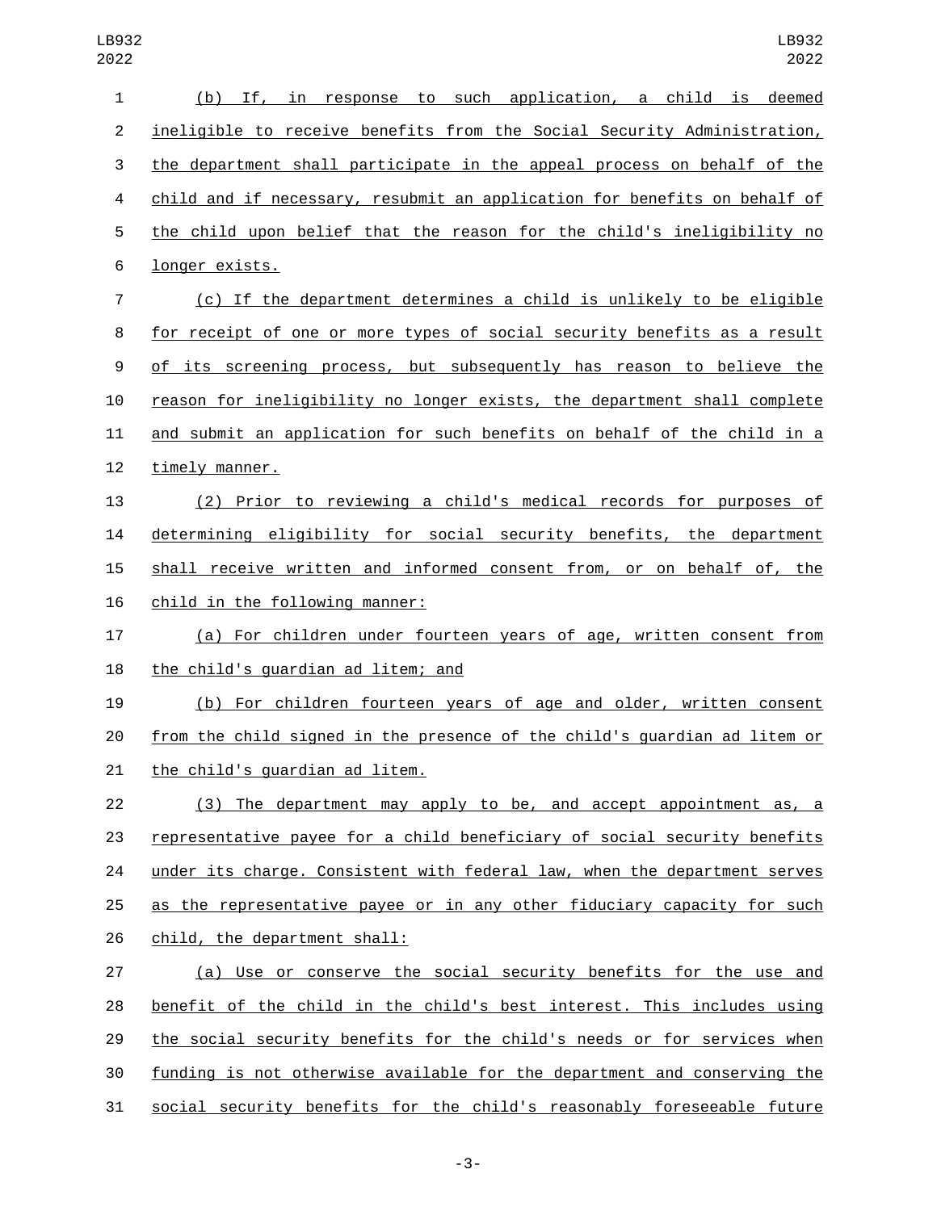(b) If, in response to such application, a child is deemed ineligible to receive benefits from the Social Security Administration, the department shall participate in the appeal process on behalf of the child and if necessary, resubmit an application for benefits on behalf of the child upon belief that the reason for the child's ineligibility no longer exists.

(c) If the department determines a child is unlikely to be eligible for receipt of one or more types of social security benefits as a result of its screening process, but subsequently has reason to believe the reason for ineligibility no longer exists, the department shall complete and submit an application for such benefits on behalf of the child in a timely manner.

(2) Prior to reviewing a child's medical records for purposes of determining eligibility for social security benefits, the department shall receive written and informed consent from, or on behalf of, the child in the following manner:

(a) For children under fourteen years of age, written consent from the child's guardian ad litem; and

(b) For children fourteen years of age and older, written consent from the child signed in the presence of the child's guardian ad litem or the child's guardian ad litem.

(3) The department may apply to be, and accept appointment as, a representative payee for a child beneficiary of social security benefits under its charge. Consistent with federal law, when the department serves as the representative payee or in any other fiduciary capacity for such child, the department shall:

(a) Use or conserve the social security benefits for the use and benefit of the child in the child's best interest. This includes using the social security benefits for the child's needs or for services when funding is not otherwise available for the department and conserving the social security benefits for the child's reasonably foreseeable future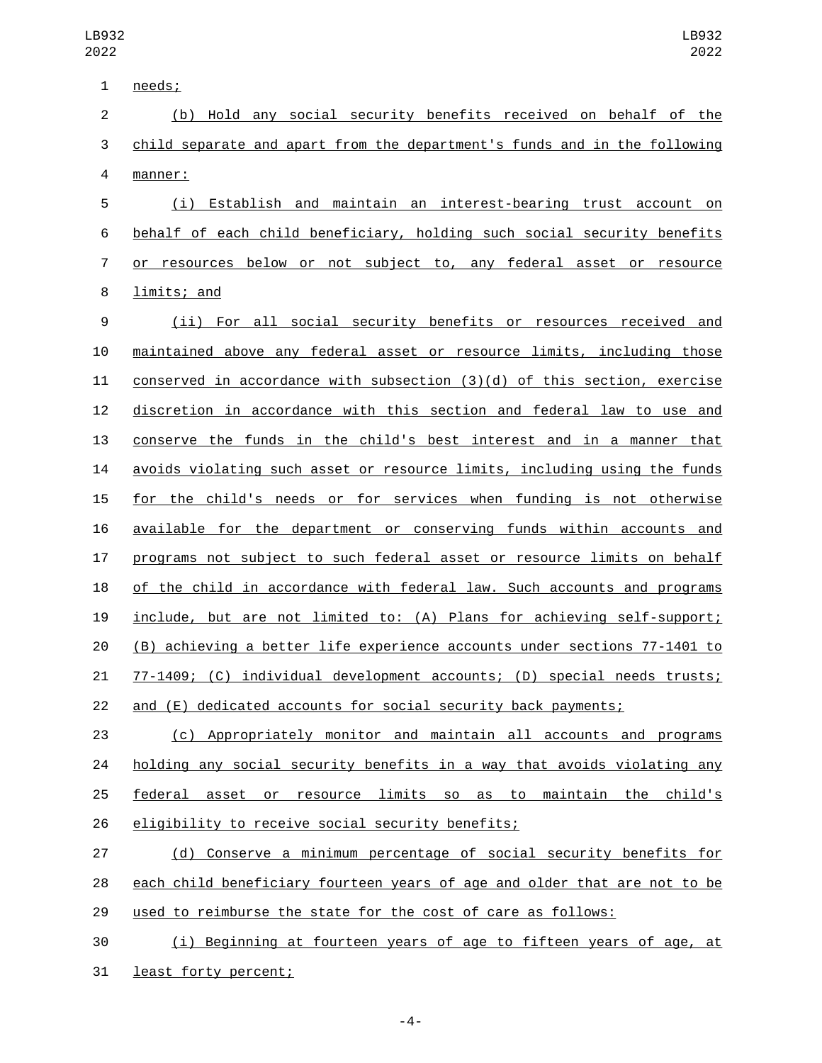needs;

(b) Hold any social security benefits received on behalf of the child separate and apart from the department's funds and in the following manner:

(i) Establish and maintain an interest-bearing trust account on behalf of each child beneficiary, holding such social security benefits or resources below or not subject to, any federal asset or resource limits; and

(ii) For all social security benefits or resources received and maintained above any federal asset or resource limits, including those conserved in accordance with subsection (3)(d) of this section, exercise discretion in accordance with this section and federal law to use and conserve the funds in the child's best interest and in a manner that avoids violating such asset or resource limits, including using the funds for the child's needs or for services when funding is not otherwise available for the department or conserving funds within accounts and programs not subject to such federal asset or resource limits on behalf of the child in accordance with federal law. Such accounts and programs include, but are not limited to: (A) Plans for achieving self-support; (B) achieving a better life experience accounts under sections 77-1401 to 77-1409; (C) individual development accounts; (D) special needs trusts; and (E) dedicated accounts for social security back payments;

(c) Appropriately monitor and maintain all accounts and programs holding any social security benefits in a way that avoids violating any federal asset or resource limits so as to maintain the child's eligibility to receive social security benefits;

(d) Conserve a minimum percentage of social security benefits for each child beneficiary fourteen years of age and older that are not to be used to reimburse the state for the cost of care as follows:

(i) Beginning at fourteen years of age to fifteen years of age, at least forty percent;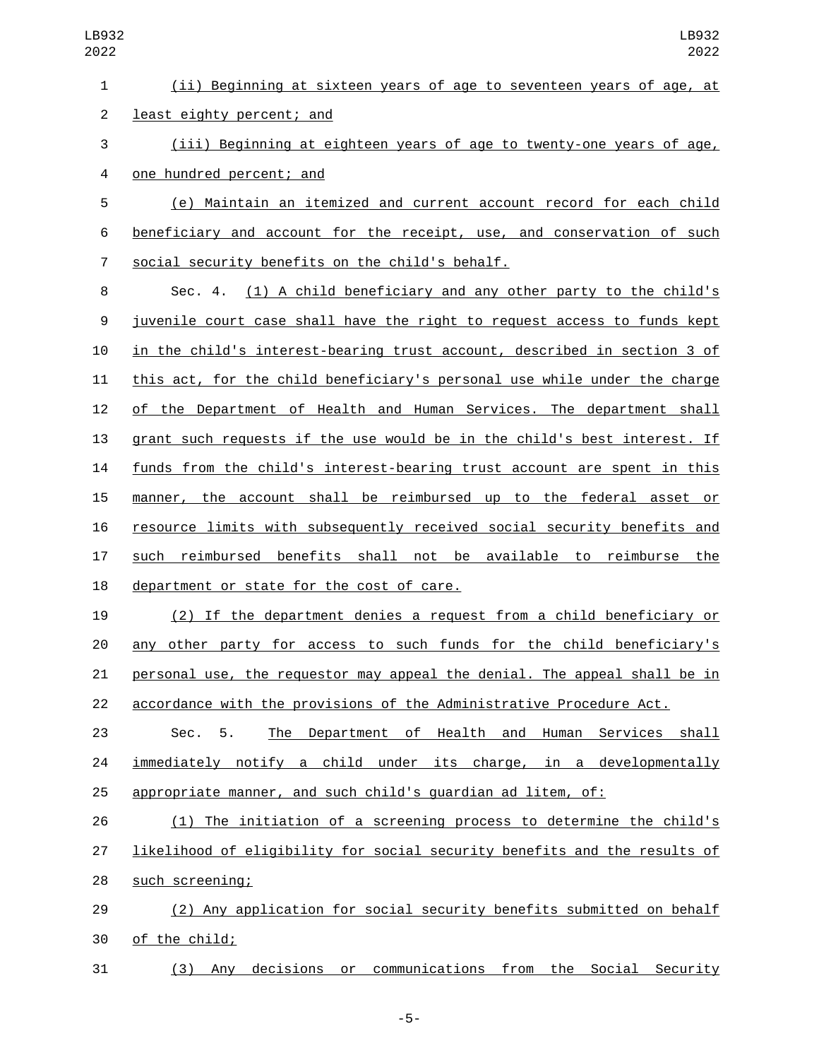(ii) Beginning at sixteen years of age to seventeen years of age, at least eighty percent; and

(iii) Beginning at eighteen years of age to twenty-one years of age, one hundred percent; and

(e) Maintain an itemized and current account record for each child beneficiary and account for the receipt, use, and conservation of such social security benefits on the child's behalf.

Sec. 4. (1) A child beneficiary and any other party to the child's juvenile court case shall have the right to request access to funds kept in the child's interest-bearing trust account, described in section 3 of this act, for the child beneficiary's personal use while under the charge of the Department of Health and Human Services. The department shall grant such requests if the use would be in the child's best interest. If funds from the child's interest-bearing trust account are spent in this manner, the account shall be reimbursed up to the federal asset or resource limits with subsequently received social security benefits and such reimbursed benefits shall not be available to reimburse the department or state for the cost of care.

(2) If the department denies a request from a child beneficiary or any other party for access to such funds for the child beneficiary's personal use, the requestor may appeal the denial. The appeal shall be in accordance with the provisions of the Administrative Procedure Act.

Sec. 5. The Department of Health and Human Services shall immediately notify a child under its charge, in a developmentally appropriate manner, and such child's guardian ad litem, of:

(1) The initiation of a screening process to determine the child's likelihood of eligibility for social security benefits and the results of such screening;

(2) Any application for social security benefits submitted on behalf of the child;

(3) Any decisions or communications from the Social Security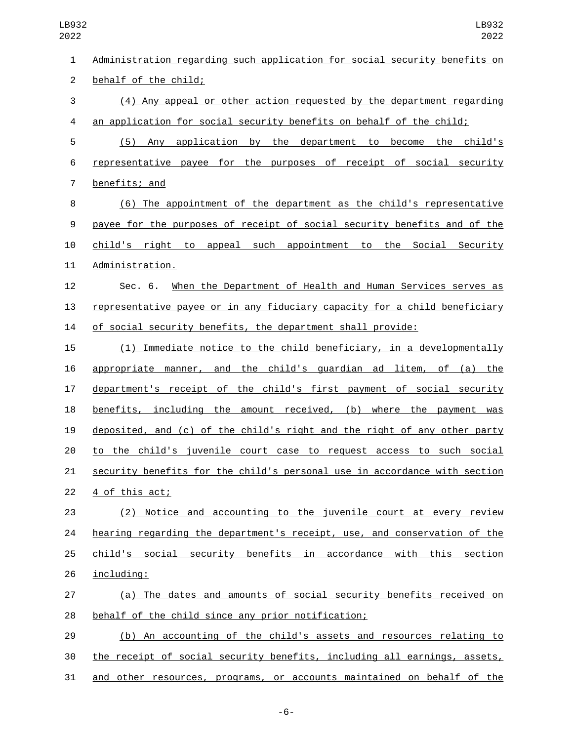Administration regarding such application for social security benefits on behalf of the child;

(4) Any appeal or other action requested by the department regarding an application for social security benefits on behalf of the child;

(5) Any application by the department to become the child's representative payee for the purposes of receipt of social security benefits; and

(6) The appointment of the department as the child's representative payee for the purposes of receipt of social security benefits and of the child's right to appeal such appointment to the Social Security Administration.

Sec. 6. When the Department of Health and Human Services serves as representative payee or in any fiduciary capacity for a child beneficiary of social security benefits, the department shall provide:

(1) Immediate notice to the child beneficiary, in a developmentally appropriate manner, and the child's guardian ad litem, of (a) the department's receipt of the child's first payment of social security benefits, including the amount received, (b) where the payment was deposited, and (c) of the child's right and the right of any other party to the child's juvenile court case to request access to such social security benefits for the child's personal use in accordance with section 4 of this act;

(2) Notice and accounting to the juvenile court at every review hearing regarding the department's receipt, use, and conservation of the child's social security benefits in accordance with this section including:

(a) The dates and amounts of social security benefits received on behalf of the child since any prior notification;

(b) An accounting of the child's assets and resources relating to the receipt of social security benefits, including all earnings, assets, and other resources, programs, or accounts maintained on behalf of the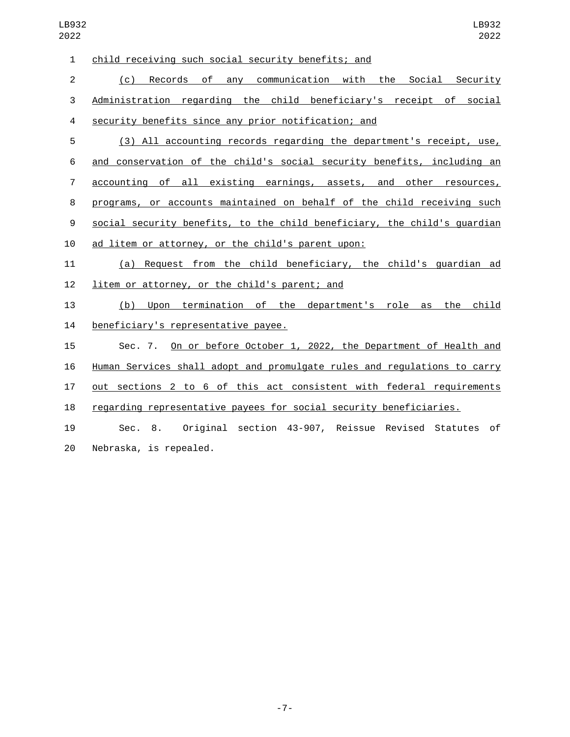child receiving such social security benefits; and

(c) Records of any communication with the Social Security Administration regarding the child beneficiary's receipt of social security benefits since any prior notification; and

(3) All accounting records regarding the department's receipt, use, and conservation of the child's social security benefits, including an accounting of all existing earnings, assets, and other resources, programs, or accounts maintained on behalf of the child receiving such social security benefits, to the child beneficiary, the child's guardian ad litem or attorney, or the child's parent upon:

(a) Request from the child beneficiary, the child's guardian ad litem or attorney, or the child's parent; and

(b) Upon termination of the department's role as the child beneficiary's representative payee.

Sec. 7. On or before October 1, 2022, the Department of Health and Human Services shall adopt and promulgate rules and regulations to carry out sections 2 to 6 of this act consistent with federal requirements regarding representative payees for social security beneficiaries.

Sec. 8. Original section 43-907, Reissue Revised Statutes of Nebraska, is repealed.